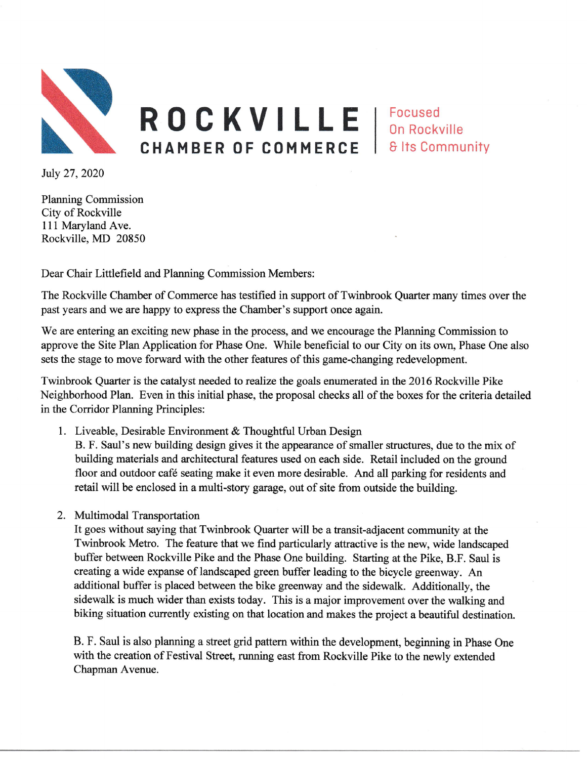# ROCKVILLE CHAMBER OF COMMERCE

Focused On Rockville & Its Community

July 27, 2020

Planning Commission
City of Rockville
111 Maryland Ave.
Rockville, MD 20850

Dear Chair Littlefield and Planning Commission Members:

The Rockville Chamber of Commerce has testified in support of Twinbrook Quarter many times over the past years and we are happy to express the Chamber's support once again.

We are entering an exciting new phase in the process, and we encourage the Planning Commission to approve the Site Plan Application for Phase One. While beneficial to our City on its own, Phase One also sets the stage to move forward with the other features of this game-changing redevelopment.

Twinbrook Quarter is the catalyst needed to realize the goals enumerated in the 2016 Rockville Pike Neighborhood Plan. Even in this initial phase, the proposal checks all of the boxes for the criteria detailed in the Corridor Planning Principles:

1. Liveable, Desirable Environment & Thoughtful Urban Design
   B. F. Saul's new building design gives it the appearance of smaller structures, due to the mix of building materials and architectural features used on each side. Retail included on the ground floor and outdoor café seating make it even more desirable. And all parking for residents and retail will be enclosed in a multi-story garage, out of site from outside the building.

2. Multimodal Transportation
   It goes without saying that Twinbrook Quarter will be a transit-adjacent community at the Twinbrook Metro. The feature that we find particularly attractive is the new, wide landscaped buffer between Rockville Pike and the Phase One building. Starting at the Pike, B.F. Saul is creating a wide expanse of landscaped green buffer leading to the bicycle greenway. An additional buffer is placed between the bike greenway and the sidewalk. Additionally, the sidewalk is much wider than exists today. This is a major improvement over the walking and biking situation currently existing on that location and makes the project a beautiful destination.

   B. F. Saul is also planning a street grid pattern within the development, beginning in Phase One with the creation of Festival Street, running east from Rockville Pike to the newly extended Chapman Avenue.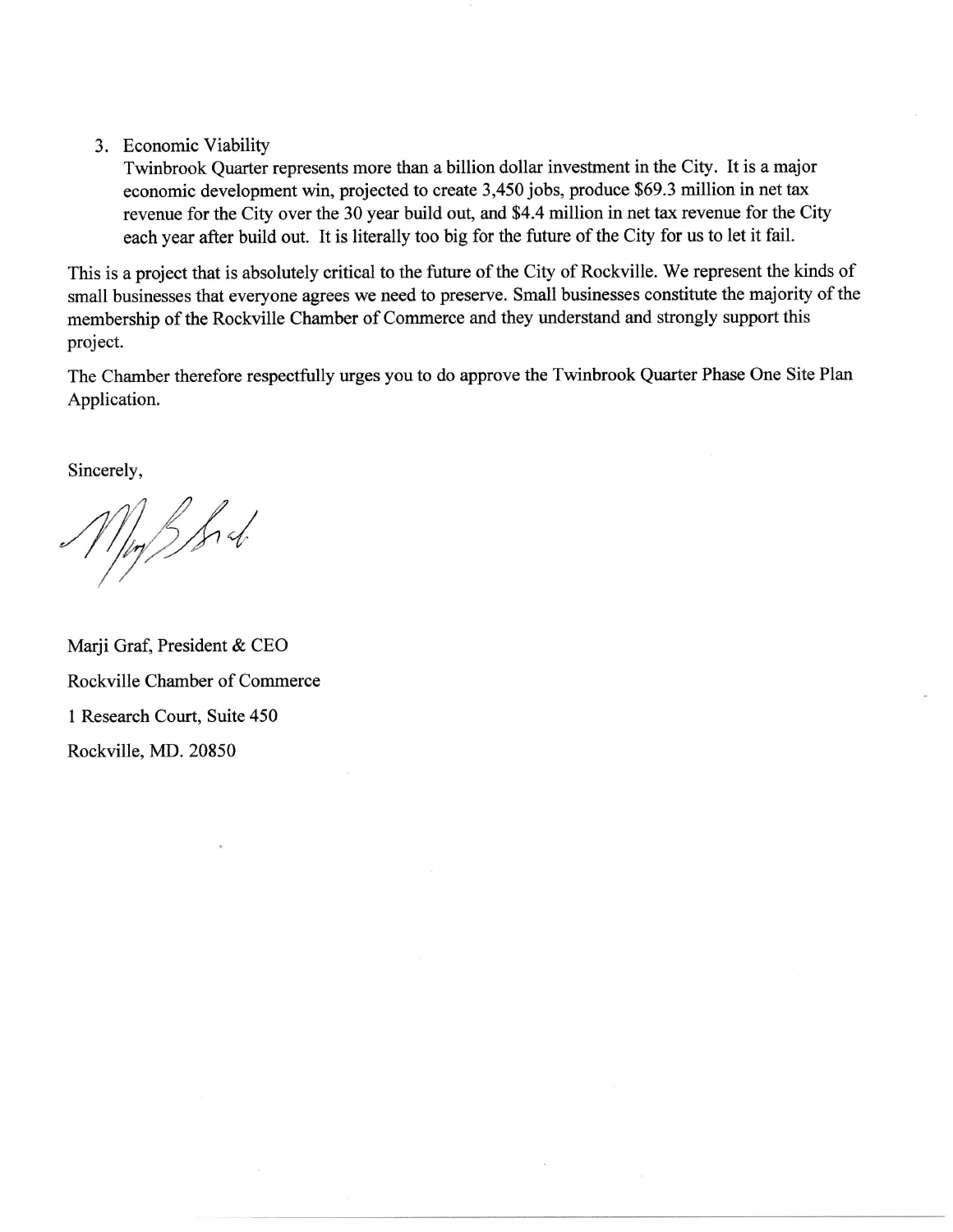3. Economic Viability
   Twinbrook Quarter represents more than a billion dollar investment in the City. It is a major economic development win, projected to create 3,450 jobs, produce $69.3 million in net tax revenue for the City over the 30 year build out, and $4.4 million in net tax revenue for the City each year after build out. It is literally too big for the future of the City for us to let it fail.

This is a project that is absolutely critical to the future of the City of Rockville. We represent the kinds of small businesses that everyone agrees we need to preserve. Small businesses constitute the majority of the membership of the Rockville Chamber of Commerce and they understand and strongly support this project.

The Chamber therefore respectfully urges you to do approve the Twinbrook Quarter Phase One Site Plan Application.

Sincerely,

Marji Graf, President & CEO

Rockville Chamber of Commerce

1 Research Court, Suite 450

Rockville, MD. 20850